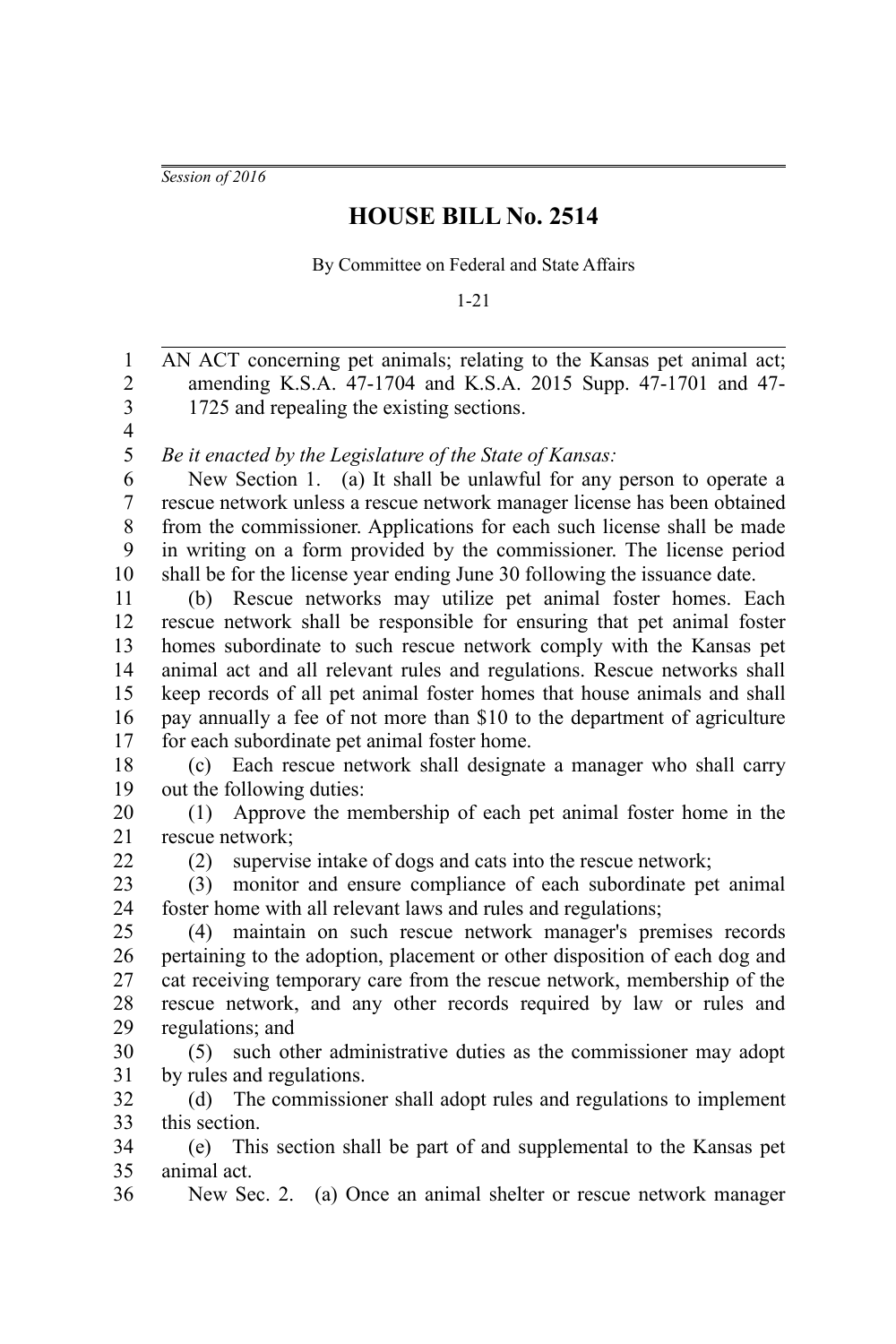*Session of 2016*

# HOUSE BILL No. 2514

By Committee on Federal and State Affairs

1-21

AN ACT concerning pet animals; relating to the Kansas pet animal act; amending K.S.A. 47-1704 and K.S.A. 2015 Supp. 47-1701 and 47-1725 and repealing the existing sections.

*Be it enacted by the Legislature of the State of Kansas:*

New Section 1. (a) It shall be unlawful for any person to operate a rescue network unless a rescue network manager license has been obtained from the commissioner. Applications for each such license shall be made in writing on a form provided by the commissioner. The license period shall be for the license year ending June 30 following the issuance date.

(b) Rescue networks may utilize pet animal foster homes. Each rescue network shall be responsible for ensuring that pet animal foster homes subordinate to such rescue network comply with the Kansas pet animal act and all relevant rules and regulations. Rescue networks shall keep records of all pet animal foster homes that house animals and shall pay annually a fee of not more than $10 to the department of agriculture for each subordinate pet animal foster home.

(c) Each rescue network shall designate a manager who shall carry out the following duties:

(1) Approve the membership of each pet animal foster home in the rescue network;

(2) supervise intake of dogs and cats into the rescue network;

(3) monitor and ensure compliance of each subordinate pet animal foster home with all relevant laws and rules and regulations;

(4) maintain on such rescue network manager's premises records pertaining to the adoption, placement or other disposition of each dog and cat receiving temporary care from the rescue network, membership of the rescue network, and any other records required by law or rules and regulations; and

(5) such other administrative duties as the commissioner may adopt by rules and regulations.

(d) The commissioner shall adopt rules and regulations to implement this section.

(e) This section shall be part of and supplemental to the Kansas pet animal act.

New Sec. 2. (a) Once an animal shelter or rescue network manager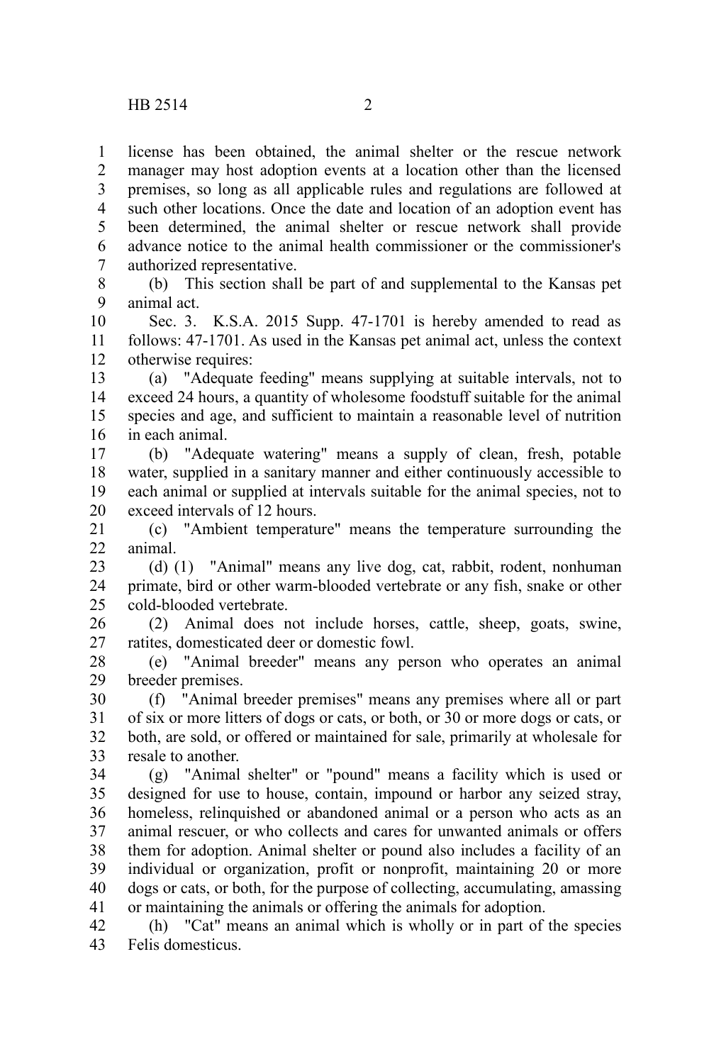license has been obtained, the animal shelter or the rescue network manager may host adoption events at a location other than the licensed premises, so long as all applicable rules and regulations are followed at such other locations. Once the date and location of an adoption event has been determined, the animal shelter or rescue network shall provide advance notice to the animal health commissioner or the commissioner's authorized representative.

(b) This section shall be part of and supplemental to the Kansas pet animal act.

Sec. 3. K.S.A. 2015 Supp. 47-1701 is hereby amended to read as follows: 47-1701. As used in the Kansas pet animal act, unless the context otherwise requires:

(a) "Adequate feeding" means supplying at suitable intervals, not to exceed 24 hours, a quantity of wholesome foodstuff suitable for the animal species and age, and sufficient to maintain a reasonable level of nutrition in each animal.

(b) "Adequate watering" means a supply of clean, fresh, potable water, supplied in a sanitary manner and either continuously accessible to each animal or supplied at intervals suitable for the animal species, not to exceed intervals of 12 hours.

(c) "Ambient temperature" means the temperature surrounding the animal.

(d) (1) "Animal" means any live dog, cat, rabbit, rodent, nonhuman primate, bird or other warm-blooded vertebrate or any fish, snake or other cold-blooded vertebrate.

(2) Animal does not include horses, cattle, sheep, goats, swine, ratites, domesticated deer or domestic fowl.

(e) "Animal breeder" means any person who operates an animal breeder premises.

(f) "Animal breeder premises" means any premises where all or part of six or more litters of dogs or cats, or both, or 30 or more dogs or cats, or both, are sold, or offered or maintained for sale, primarily at wholesale for resale to another.

(g) "Animal shelter" or "pound" means a facility which is used or designed for use to house, contain, impound or harbor any seized stray, homeless, relinquished or abandoned animal or a person who acts as an animal rescuer, or who collects and cares for unwanted animals or offers them for adoption. Animal shelter or pound also includes a facility of an individual or organization, profit or nonprofit, maintaining 20 or more dogs or cats, or both, for the purpose of collecting, accumulating, amassing or maintaining the animals or offering the animals for adoption.

(h) "Cat" means an animal which is wholly or in part of the species Felis domesticus.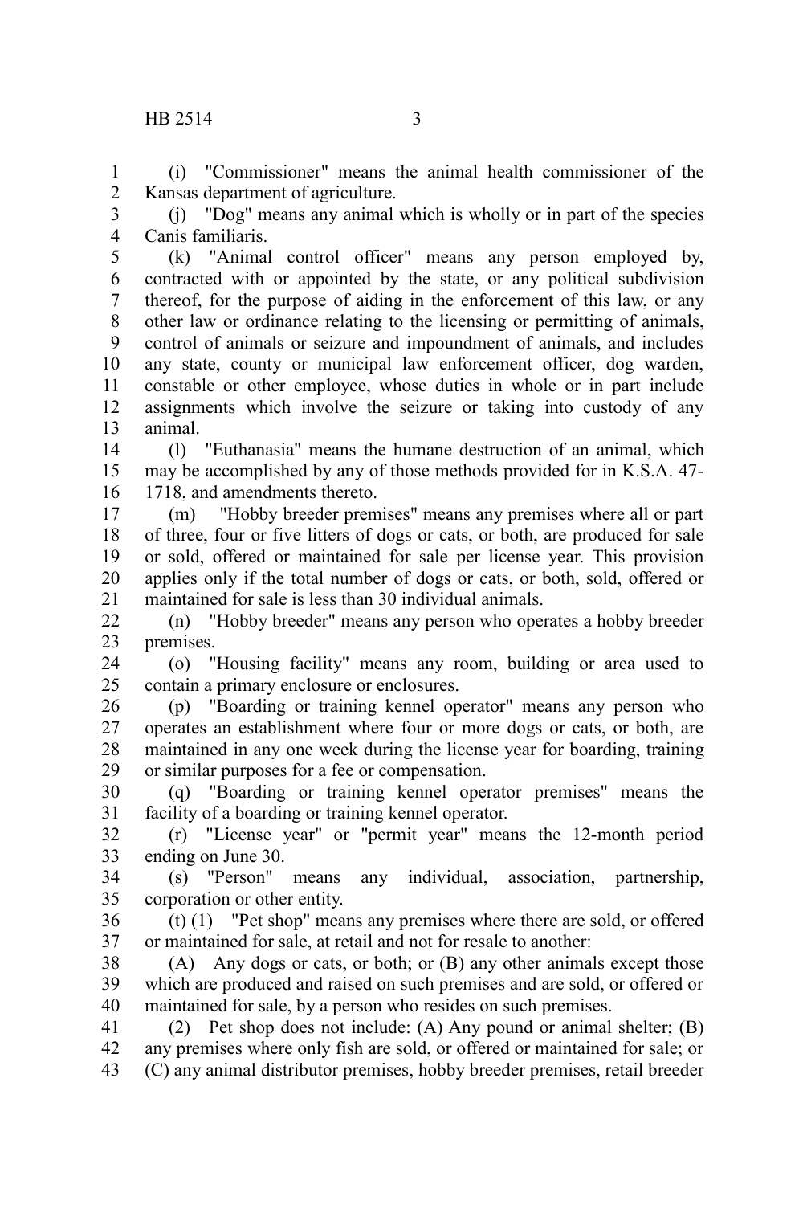(i) "Commissioner" means the animal health commissioner of the Kansas department of agriculture.

(j) "Dog" means any animal which is wholly or in part of the species Canis familiaris.

(k) "Animal control officer" means any person employed by, contracted with or appointed by the state, or any political subdivision thereof, for the purpose of aiding in the enforcement of this law, or any other law or ordinance relating to the licensing or permitting of animals, control of animals or seizure and impoundment of animals, and includes any state, county or municipal law enforcement officer, dog warden, constable or other employee, whose duties in whole or in part include assignments which involve the seizure or taking into custody of any animal.

(l) "Euthanasia" means the humane destruction of an animal, which may be accomplished by any of those methods provided for in K.S.A. 47-1718, and amendments thereto.

(m) "Hobby breeder premises" means any premises where all or part of three, four or five litters of dogs or cats, or both, are produced for sale or sold, offered or maintained for sale per license year. This provision applies only if the total number of dogs or cats, or both, sold, offered or maintained for sale is less than 30 individual animals.

(n) "Hobby breeder" means any person who operates a hobby breeder premises.

(o) "Housing facility" means any room, building or area used to contain a primary enclosure or enclosures.

(p) "Boarding or training kennel operator" means any person who operates an establishment where four or more dogs or cats, or both, are maintained in any one week during the license year for boarding, training or similar purposes for a fee or compensation.

(q) "Boarding or training kennel operator premises" means the facility of a boarding or training kennel operator.

(r) "License year" or "permit year" means the 12-month period ending on June 30.

(s) "Person" means any individual, association, partnership, corporation or other entity.

(t) (1) "Pet shop" means any premises where there are sold, or offered or maintained for sale, at retail and not for resale to another:

(A) Any dogs or cats, or both; or (B) any other animals except those which are produced and raised on such premises and are sold, or offered or maintained for sale, by a person who resides on such premises.

(2) Pet shop does not include: (A) Any pound or animal shelter; (B) any premises where only fish are sold, or offered or maintained for sale; or (C) any animal distributor premises, hobby breeder premises, retail breeder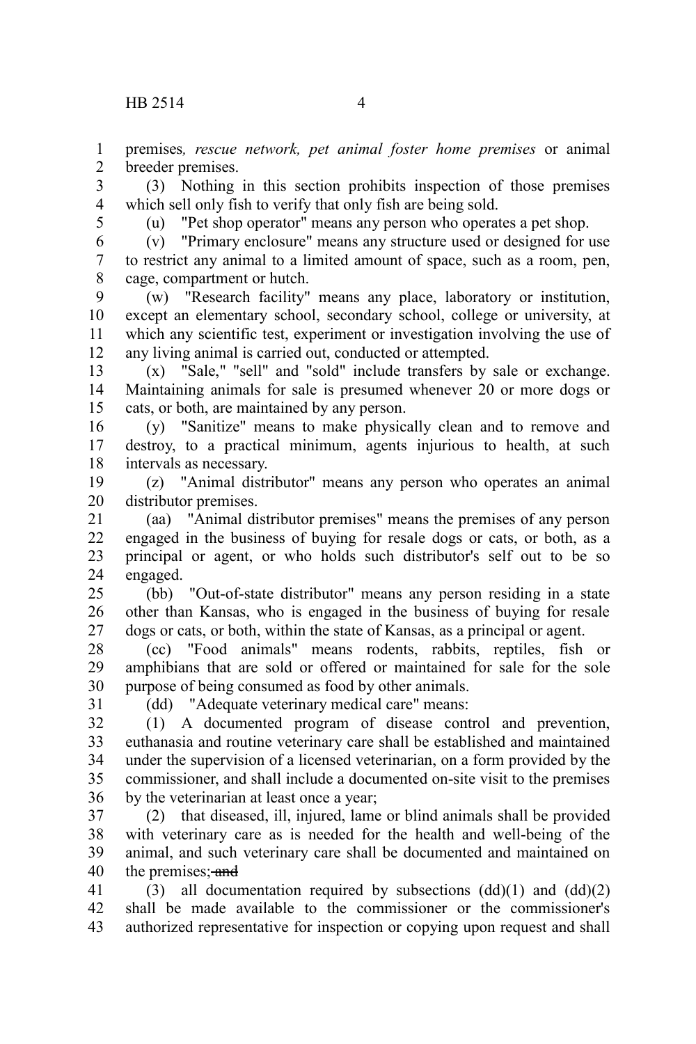premises*, rescue network, pet animal foster home premises* or animal breeder premises.

(3) Nothing in this section prohibits inspection of those premises which sell only fish to verify that only fish are being sold.

(u) "Pet shop operator" means any person who operates a pet shop.

(v) "Primary enclosure" means any structure used or designed for use to restrict any animal to a limited amount of space, such as a room, pen, cage, compartment or hutch.

(w) "Research facility" means any place, laboratory or institution, except an elementary school, secondary school, college or university, at which any scientific test, experiment or investigation involving the use of any living animal is carried out, conducted or attempted.

(x) "Sale," "sell" and "sold" include transfers by sale or exchange. Maintaining animals for sale is presumed whenever 20 or more dogs or cats, or both, are maintained by any person.

(y) "Sanitize" means to make physically clean and to remove and destroy, to a practical minimum, agents injurious to health, at such intervals as necessary.

(z) "Animal distributor" means any person who operates an animal distributor premises.

(aa) "Animal distributor premises" means the premises of any person engaged in the business of buying for resale dogs or cats, or both, as a principal or agent, or who holds such distributor's self out to be so engaged.

(bb) "Out-of-state distributor" means any person residing in a state other than Kansas, who is engaged in the business of buying for resale dogs or cats, or both, within the state of Kansas, as a principal or agent.

(cc) "Food animals" means rodents, rabbits, reptiles, fish or amphibians that are sold or offered or maintained for sale for the sole purpose of being consumed as food by other animals.

(dd) "Adequate veterinary medical care" means:

(1) A documented program of disease control and prevention, euthanasia and routine veterinary care shall be established and maintained under the supervision of a licensed veterinarian, on a form provided by the commissioner, and shall include a documented on-site visit to the premises by the veterinarian at least once a year;

(2) that diseased, ill, injured, lame or blind animals shall be provided with veterinary care as is needed for the health and well-being of the animal, and such veterinary care shall be documented and maintained on the premises; ~~and~~

(3) all documentation required by subsections (dd)(1) and (dd)(2) shall be made available to the commissioner or the commissioner's authorized representative for inspection or copying upon request and shall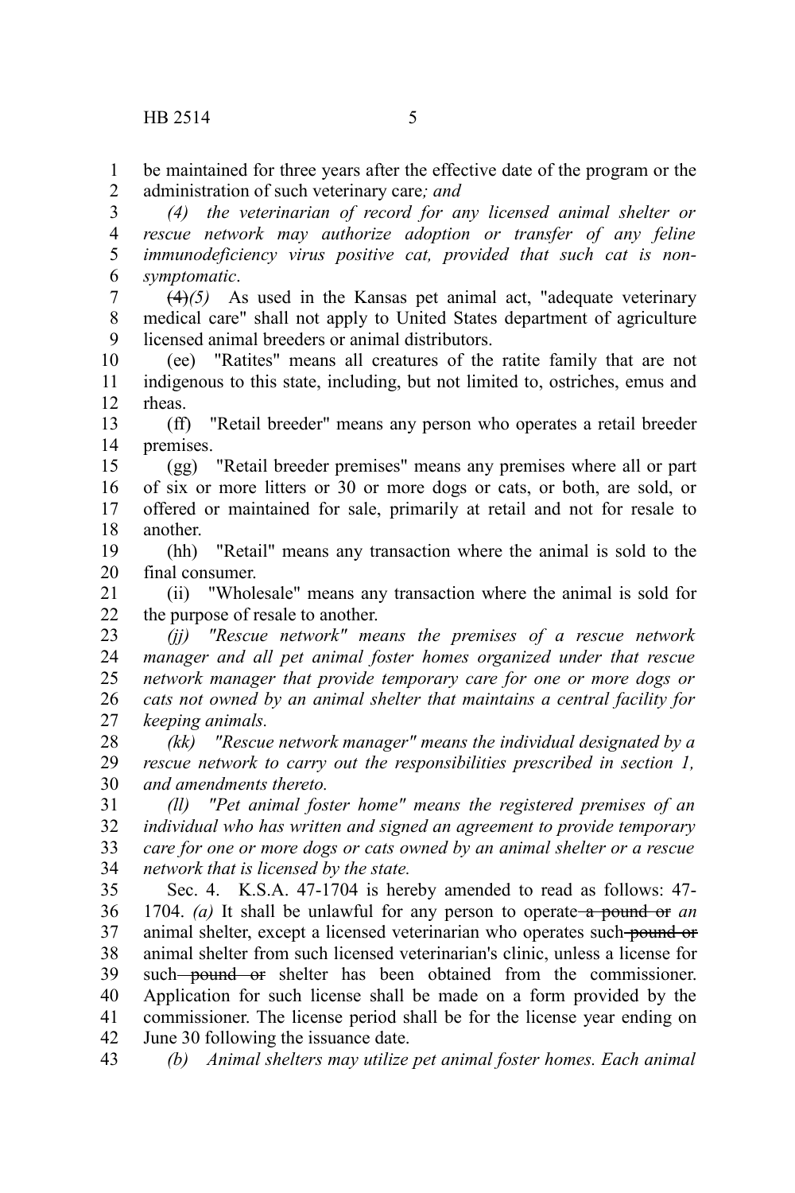be maintained for three years after the effective date of the program or the administration of such veterinary care*; and*

*(4) the veterinarian of record for any licensed animal shelter or rescue network may authorize adoption or transfer of any feline immunodeficiency virus positive cat, provided that such cat is non-symptomatic*.

~~(4)~~*(5)* As used in the Kansas pet animal act, "adequate veterinary medical care" shall not apply to United States department of agriculture licensed animal breeders or animal distributors.

(ee) "Ratites" means all creatures of the ratite family that are not indigenous to this state, including, but not limited to, ostriches, emus and rheas.

(ff) "Retail breeder" means any person who operates a retail breeder premises.

(gg) "Retail breeder premises" means any premises where all or part of six or more litters or 30 or more dogs or cats, or both, are sold, or offered or maintained for sale, primarily at retail and not for resale to another.

(hh) "Retail" means any transaction where the animal is sold to the final consumer.

(ii) "Wholesale" means any transaction where the animal is sold for the purpose of resale to another.

*(jj) "Rescue network" means the premises of a rescue network manager and all pet animal foster homes organized under that rescue network manager that provide temporary care for one or more dogs or cats not owned by an animal shelter that maintains a central facility for keeping animals.*

*(kk) "Rescue network manager" means the individual designated by a rescue network to carry out the responsibilities prescribed in section 1, and amendments thereto.*

*(ll) "Pet animal foster home" means the registered premises of an individual who has written and signed an agreement to provide temporary care for one or more dogs or cats owned by an animal shelter or a rescue network that is licensed by the state.*

Sec. 4. K.S.A. 47-1704 is hereby amended to read as follows: 47-1704. *(a)* It shall be unlawful for any person to operate ~~a pound or~~ *an* animal shelter, except a licensed veterinarian who operates such ~~pound or~~ animal shelter from such licensed veterinarian's clinic, unless a license for such ~~pound or~~ shelter has been obtained from the commissioner. Application for such license shall be made on a form provided by the commissioner. The license period shall be for the license year ending on June 30 following the issuance date.

*(b) Animal shelters may utilize pet animal foster homes. Each animal*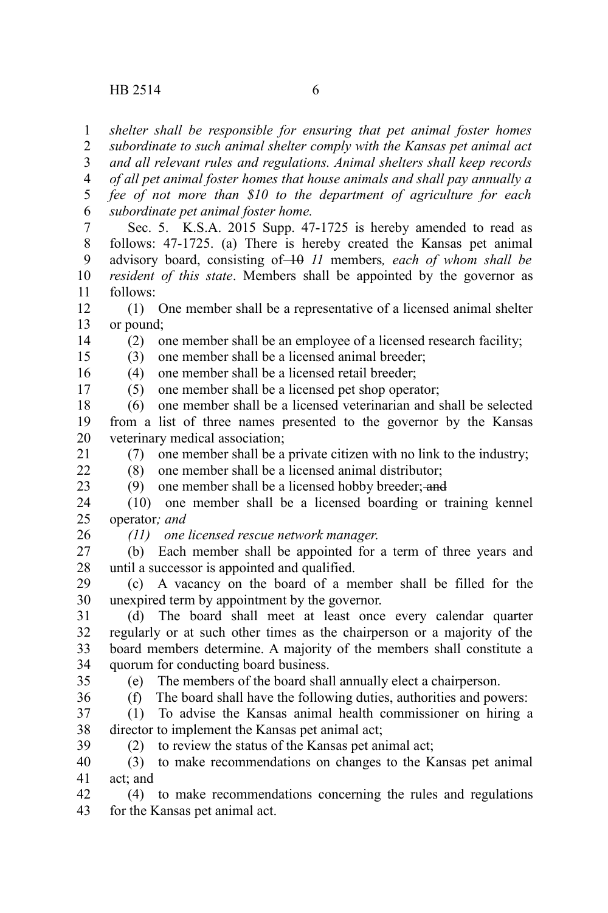*shelter shall be responsible for ensuring that pet animal foster homes subordinate to such animal shelter comply with the Kansas pet animal act and all relevant rules and regulations. Animal shelters shall keep records of all pet animal foster homes that house animals and shall pay annually a fee of not more than $10 to the department of agriculture for each subordinate pet animal foster home.*

Sec. 5. K.S.A. 2015 Supp. 47-1725 is hereby amended to read as follows: 47-1725. (a) There is hereby created the Kansas pet animal advisory board, consisting of ~~10~~ *11* members*, each of whom shall be resident of this state*. Members shall be appointed by the governor as follows:

(1) One member shall be a representative of a licensed animal shelter or pound;

(2) one member shall be an employee of a licensed research facility;

(3) one member shall be a licensed animal breeder;

(4) one member shall be a licensed retail breeder;

(5) one member shall be a licensed pet shop operator;

(6) one member shall be a licensed veterinarian and shall be selected from a list of three names presented to the governor by the Kansas veterinary medical association;

(7) one member shall be a private citizen with no link to the industry;

(8) one member shall be a licensed animal distributor;

(9) one member shall be a licensed hobby breeder; ~~and~~

(10) one member shall be a licensed boarding or training kennel operator*; and*

*(11) one licensed rescue network manager.*

(b) Each member shall be appointed for a term of three years and until a successor is appointed and qualified.

(c) A vacancy on the board of a member shall be filled for the unexpired term by appointment by the governor.

(d) The board shall meet at least once every calendar quarter regularly or at such other times as the chairperson or a majority of the board members determine. A majority of the members shall constitute a quorum for conducting board business.

(e) The members of the board shall annually elect a chairperson.

(f) The board shall have the following duties, authorities and powers:

(1) To advise the Kansas animal health commissioner on hiring a director to implement the Kansas pet animal act;

(2) to review the status of the Kansas pet animal act;

(3) to make recommendations on changes to the Kansas pet animal act; and

(4) to make recommendations concerning the rules and regulations for the Kansas pet animal act.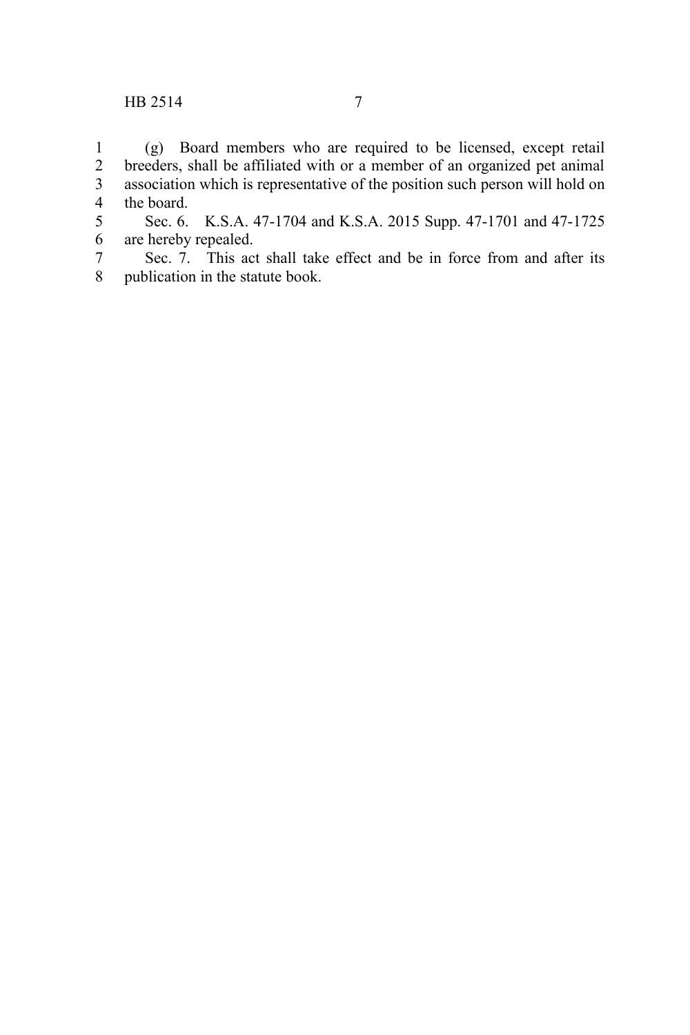(g) Board members who are required to be licensed, except retail breeders, shall be affiliated with or a member of an organized pet animal association which is representative of the position such person will hold on the board.

Sec. 6. K.S.A. 47-1704 and K.S.A. 2015 Supp. 47-1701 and 47-1725 are hereby repealed.

Sec. 7. This act shall take effect and be in force from and after its publication in the statute book.